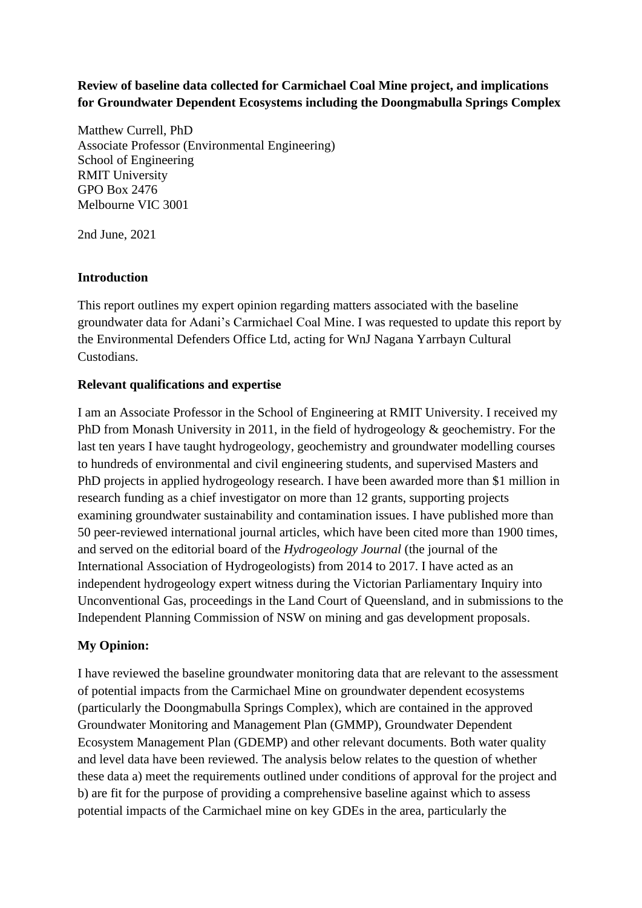**Review of baseline data collected for Carmichael Coal Mine project, and implications for Groundwater Dependent Ecosystems including the Doongmabulla Springs Complex**

Matthew Currell, PhD
Associate Professor (Environmental Engineering)
School of Engineering
RMIT University
GPO Box 2476
Melbourne VIC 3001

2nd June, 2021

**Introduction**

This report outlines my expert opinion regarding matters associated with the baseline groundwater data for Adani's Carmichael Coal Mine. I was requested to update this report by the Environmental Defenders Office Ltd, acting for WnJ Nagana Yarrbayn Cultural Custodians.

**Relevant qualifications and expertise**

I am an Associate Professor in the School of Engineering at RMIT University. I received my PhD from Monash University in 2011, in the field of hydrogeology & geochemistry. For the last ten years I have taught hydrogeology, geochemistry and groundwater modelling courses to hundreds of environmental and civil engineering students, and supervised Masters and PhD projects in applied hydrogeology research. I have been awarded more than $1 million in research funding as a chief investigator on more than 12 grants, supporting projects examining groundwater sustainability and contamination issues. I have published more than 50 peer-reviewed international journal articles, which have been cited more than 1900 times, and served on the editorial board of the *Hydrogeology Journal* (the journal of the International Association of Hydrogeologists) from 2014 to 2017. I have acted as an independent hydrogeology expert witness during the Victorian Parliamentary Inquiry into Unconventional Gas, proceedings in the Land Court of Queensland, and in submissions to the Independent Planning Commission of NSW on mining and gas development proposals.

**My Opinion:**

I have reviewed the baseline groundwater monitoring data that are relevant to the assessment of potential impacts from the Carmichael Mine on groundwater dependent ecosystems (particularly the Doongmabulla Springs Complex), which are contained in the approved Groundwater Monitoring and Management Plan (GMMP), Groundwater Dependent Ecosystem Management Plan (GDEMP) and other relevant documents. Both water quality and level data have been reviewed. The analysis below relates to the question of whether these data a) meet the requirements outlined under conditions of approval for the project and b) are fit for the purpose of providing a comprehensive baseline against which to assess potential impacts of the Carmichael mine on key GDEs in the area, particularly the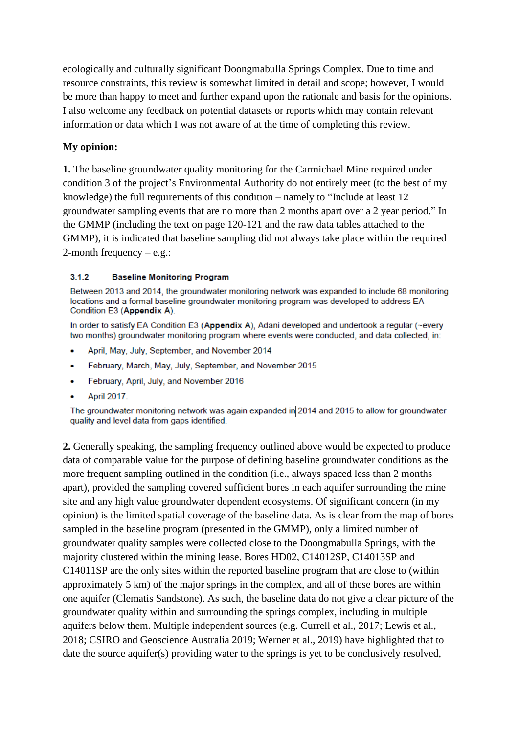ecologically and culturally significant Doongmabulla Springs Complex. Due to time and resource constraints, this review is somewhat limited in detail and scope; however, I would be more than happy to meet and further expand upon the rationale and basis for the opinions. I also welcome any feedback on potential datasets or reports which may contain relevant information or data which I was not aware of at the time of completing this review.

**My opinion:**

**1.** The baseline groundwater quality monitoring for the Carmichael Mine required under condition 3 of the project's Environmental Authority do not entirely meet (to the best of my knowledge) the full requirements of this condition – namely to "Include at least 12 groundwater sampling events that are no more than 2 months apart over a 2 year period." In the GMMP (including the text on page 120-121 and the raw data tables attached to the GMMP), it is indicated that baseline sampling did not always take place within the required 2-month frequency – e.g.:

> **3.1.2 Baseline Monitoring Program**
>
> Between 2013 and 2014, the groundwater monitoring network was expanded to include 68 monitoring locations and a formal baseline groundwater monitoring program was developed to address EA Condition E3 (**Appendix A**).
>
> In order to satisfy EA Condition E3 (**Appendix A**), Adani developed and undertook a regular (~every two months) groundwater monitoring program where events were conducted, and data collected, in:
>
> - April, May, July, September, and November 2014
> - February, March, May, July, September, and November 2015
> - February, April, July, and November 2016
> - April 2017.
>
> The groundwater monitoring network was again expanded in 2014 and 2015 to allow for groundwater quality and level data from gaps identified.

**2.** Generally speaking, the sampling frequency outlined above would be expected to produce data of comparable value for the purpose of defining baseline groundwater conditions as the more frequent sampling outlined in the condition (i.e., always spaced less than 2 months apart), provided the sampling covered sufficient bores in each aquifer surrounding the mine site and any high value groundwater dependent ecosystems. Of significant concern (in my opinion) is the limited spatial coverage of the baseline data. As is clear from the map of bores sampled in the baseline program (presented in the GMMP), only a limited number of groundwater quality samples were collected close to the Doongmabulla Springs, with the majority clustered within the mining lease. Bores HD02, C14012SP, C14013SP and C14011SP are the only sites within the reported baseline program that are close to (within approximately 5 km) of the major springs in the complex, and all of these bores are within one aquifer (Clematis Sandstone). As such, the baseline data do not give a clear picture of the groundwater quality within and surrounding the springs complex, including in multiple aquifers below them. Multiple independent sources (e.g. Currell et al., 2017; Lewis et al., 2018; CSIRO and Geoscience Australia 2019; Werner et al., 2019) have highlighted that to date the source aquifer(s) providing water to the springs is yet to be conclusively resolved,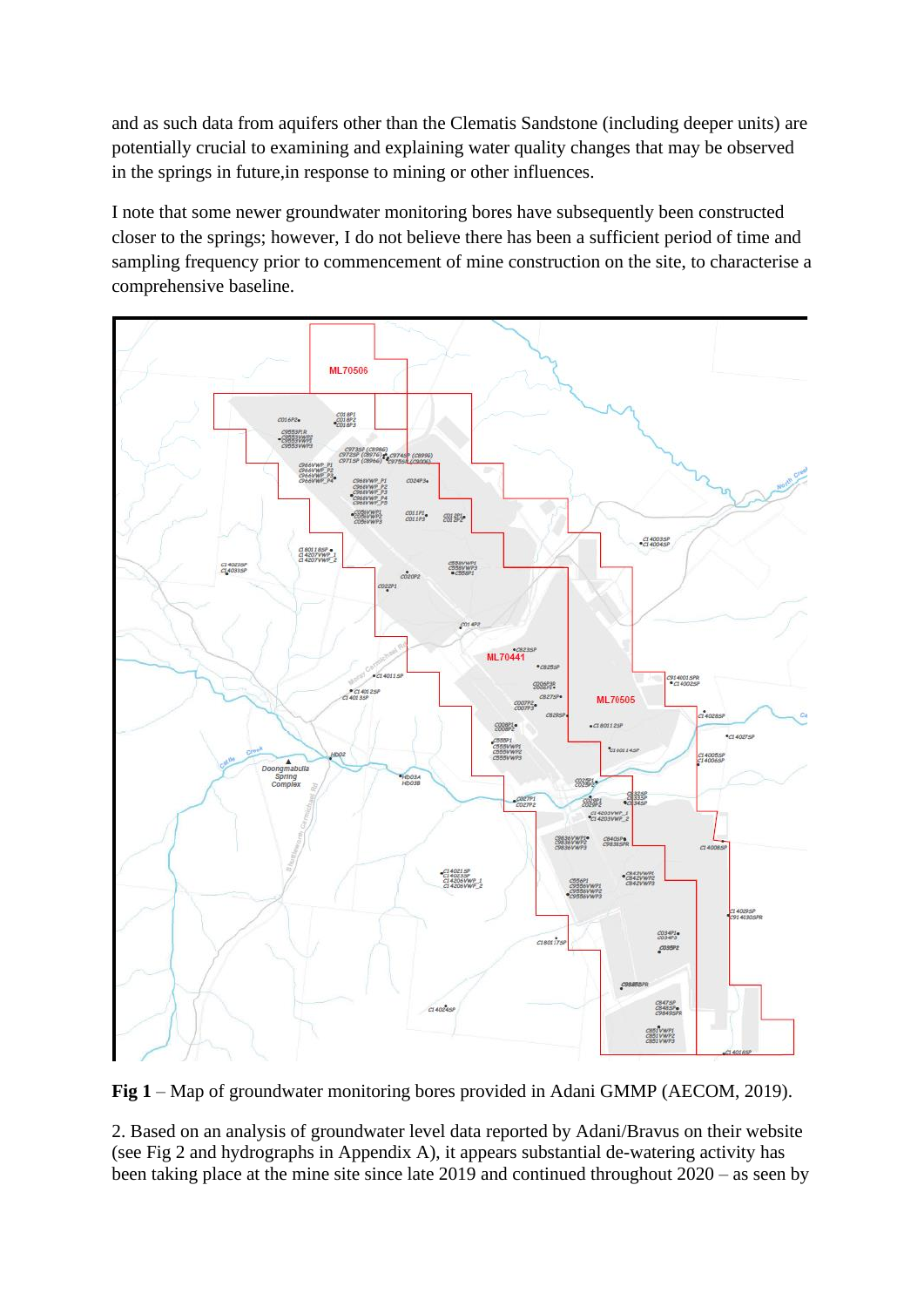and as such data from aquifers other than the Clematis Sandstone (including deeper units) are potentially crucial to examining and explaining water quality changes that may be observed in the springs in future,in response to mining or other influences.

I note that some newer groundwater monitoring bores have subsequently been constructed closer to the springs; however, I do not believe there has been a sufficient period of time and sampling frequency prior to commencement of mine construction on the site, to characterise a comprehensive baseline.

**Fig 1** – Map of groundwater monitoring bores provided in Adani GMMP (AECOM, 2019).

2. Based on an analysis of groundwater level data reported by Adani/Bravus on their website (see Fig 2 and hydrographs in Appendix A), it appears substantial de-watering activity has been taking place at the mine site since late 2019 and continued throughout 2020 – as seen by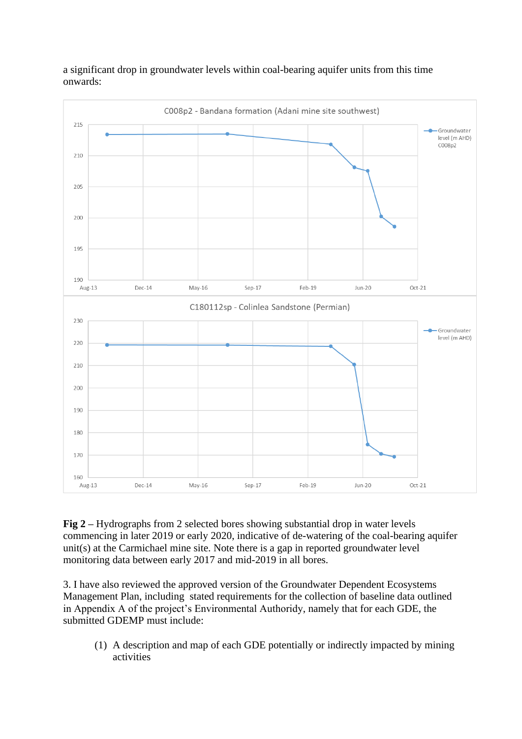a significant drop in groundwater levels within coal-bearing aquifer units from this time onwards:

**Fig 2** – Hydrographs from 2 selected bores showing substantial drop in water levels commencing in later 2019 or early 2020, indicative of de-watering of the coal-bearing aquifer unit(s) at the Carmichael mine site. Note there is a gap in reported groundwater level monitoring data between early 2017 and mid-2019 in all bores.

3. I have also reviewed the approved version of the Groundwater Dependent Ecosystems Management Plan, including stated requirements for the collection of baseline data outlined in Appendix A of the project's Environmental Authority, namely that for each GDE, the submitted GDEMP must include:

(1) A description and map of each GDE potentially or indirectly impacted by mining activities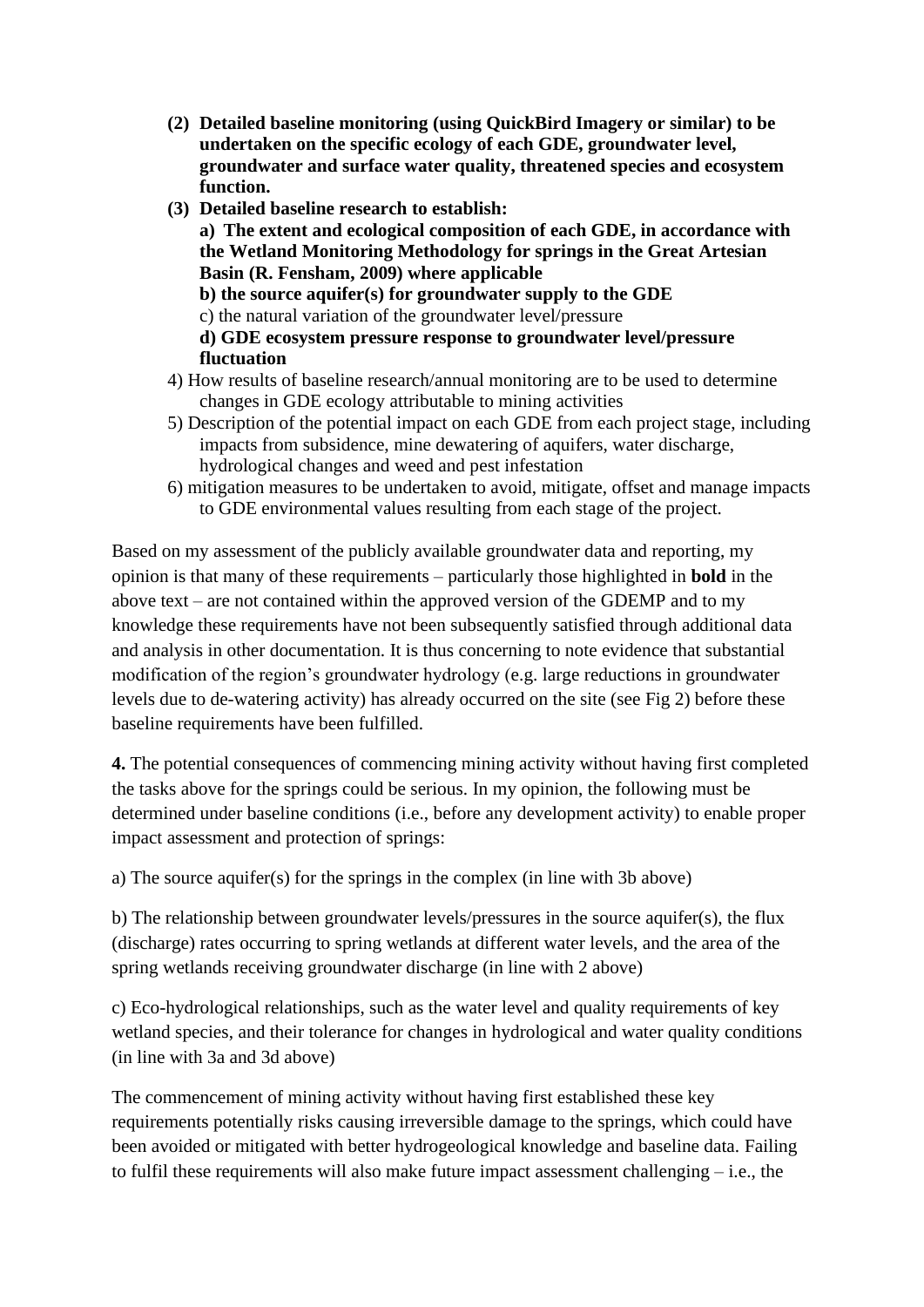(2) **Detailed baseline monitoring (using QuickBird Imagery or similar) to be undertaken on the specific ecology of each GDE, groundwater level, groundwater and surface water quality, threatened species and ecosystem function.**

(3) **Detailed baseline research to establish:**

**a) The extent and ecological composition of each GDE, in accordance with the Wetland Monitoring Methodology for springs in the Great Artesian Basin (R. Fensham, 2009) where applicable**

**b) the source aquifer(s) for groundwater supply to the GDE**

c) the natural variation of the groundwater level/pressure

**d) GDE ecosystem pressure response to groundwater level/pressure fluctuation**

4) How results of baseline research/annual monitoring are to be used to determine changes in GDE ecology attributable to mining activities

5) Description of the potential impact on each GDE from each project stage, including impacts from subsidence, mine dewatering of aquifers, water discharge, hydrological changes and weed and pest infestation

6) mitigation measures to be undertaken to avoid, mitigate, offset and manage impacts to GDE environmental values resulting from each stage of the project.

Based on my assessment of the publicly available groundwater data and reporting, my opinion is that many of these requirements – particularly those highlighted in **bold** in the above text – are not contained within the approved version of the GDEMP and to my knowledge these requirements have not been subsequently satisfied through additional data and analysis in other documentation. It is thus concerning to note evidence that substantial modification of the region's groundwater hydrology (e.g. large reductions in groundwater levels due to de-watering activity) has already occurred on the site (see Fig 2) before these baseline requirements have been fulfilled.

**4.** The potential consequences of commencing mining activity without having first completed the tasks above for the springs could be serious. In my opinion, the following must be determined under baseline conditions (i.e., before any development activity) to enable proper impact assessment and protection of springs:

a) The source aquifer(s) for the springs in the complex (in line with 3b above)

b) The relationship between groundwater levels/pressures in the source aquifer(s), the flux (discharge) rates occurring to spring wetlands at different water levels, and the area of the spring wetlands receiving groundwater discharge (in line with 2 above)

c) Eco-hydrological relationships, such as the water level and quality requirements of key wetland species, and their tolerance for changes in hydrological and water quality conditions (in line with 3a and 3d above)

The commencement of mining activity without having first established these key requirements potentially risks causing irreversible damage to the springs, which could have been avoided or mitigated with better hydrogeological knowledge and baseline data. Failing to fulfil these requirements will also make future impact assessment challenging – i.e., the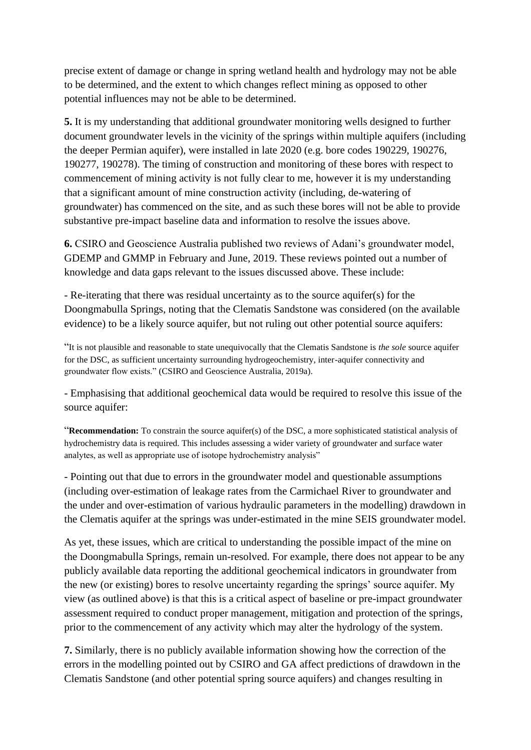precise extent of damage or change in spring wetland health and hydrology may not be able to be determined, and the extent to which changes reflect mining as opposed to other potential influences may not be able to be determined.

**5.** It is my understanding that additional groundwater monitoring wells designed to further document groundwater levels in the vicinity of the springs within multiple aquifers (including the deeper Permian aquifer), were installed in late 2020 (e.g. bore codes 190229, 190276, 190277, 190278). The timing of construction and monitoring of these bores with respect to commencement of mining activity is not fully clear to me, however it is my understanding that a significant amount of mine construction activity (including, de-watering of groundwater) has commenced on the site, and as such these bores will not be able to provide substantive pre-impact baseline data and information to resolve the issues above.

**6.** CSIRO and Geoscience Australia published two reviews of Adani's groundwater model, GDEMP and GMMP in February and June, 2019. These reviews pointed out a number of knowledge and data gaps relevant to the issues discussed above. These include:

- Re-iterating that there was residual uncertainty as to the source aquifer(s) for the Doongmabulla Springs, noting that the Clematis Sandstone was considered (on the available evidence) to be a likely source aquifer, but not ruling out other potential source aquifers:

"It is not plausible and reasonable to state unequivocally that the Clematis Sandstone is *the sole* source aquifer for the DSC, as sufficient uncertainty surrounding hydrogeochemistry, inter-aquifer connectivity and groundwater flow exists." (CSIRO and Geoscience Australia, 2019a).

- Emphasising that additional geochemical data would be required to resolve this issue of the source aquifer:

"**Recommendation:** To constrain the source aquifer(s) of the DSC, a more sophisticated statistical analysis of hydrochemistry data is required. This includes assessing a wider variety of groundwater and surface water analytes, as well as appropriate use of isotope hydrochemistry analysis"

- Pointing out that due to errors in the groundwater model and questionable assumptions (including over-estimation of leakage rates from the Carmichael River to groundwater and the under and over-estimation of various hydraulic parameters in the modelling) drawdown in the Clematis aquifer at the springs was under-estimated in the mine SEIS groundwater model.

As yet, these issues, which are critical to understanding the possible impact of the mine on the Doongmabulla Springs, remain un-resolved. For example, there does not appear to be any publicly available data reporting the additional geochemical indicators in groundwater from the new (or existing) bores to resolve uncertainty regarding the springs' source aquifer. My view (as outlined above) is that this is a critical aspect of baseline or pre-impact groundwater assessment required to conduct proper management, mitigation and protection of the springs, prior to the commencement of any activity which may alter the hydrology of the system.

**7.** Similarly, there is no publicly available information showing how the correction of the errors in the modelling pointed out by CSIRO and GA affect predictions of drawdown in the Clematis Sandstone (and other potential spring source aquifers) and changes resulting in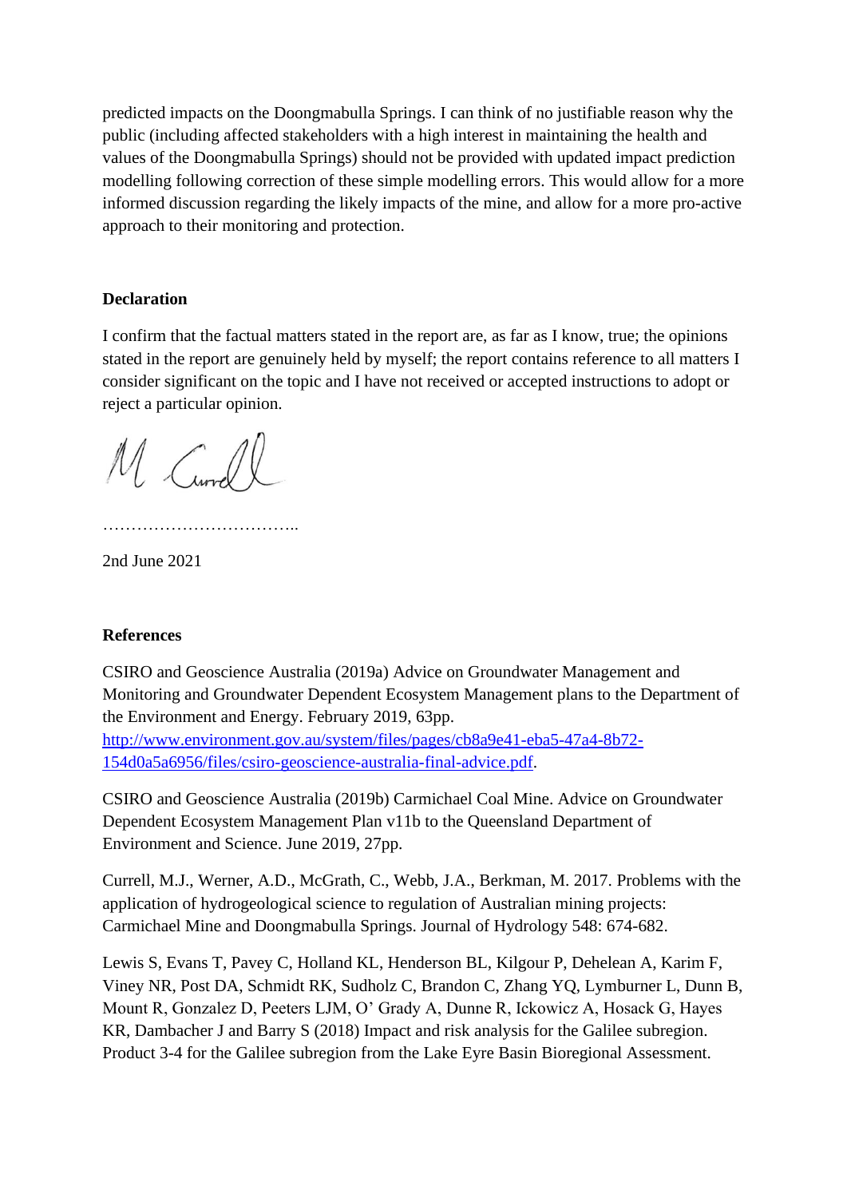predicted impacts on the Doongmabulla Springs. I can think of no justifiable reason why the public (including affected stakeholders with a high interest in maintaining the health and values of the Doongmabulla Springs) should not be provided with updated impact prediction modelling following correction of these simple modelling errors. This would allow for a more informed discussion regarding the likely impacts of the mine, and allow for a more pro-active approach to their monitoring and protection.

**Declaration**

I confirm that the factual matters stated in the report are, as far as I know, true; the opinions stated in the report are genuinely held by myself; the report contains reference to all matters I consider significant on the topic and I have not received or accepted instructions to adopt or reject a particular opinion.

M Currell

……………………………..

2nd June 2021

**References**

CSIRO and Geoscience Australia (2019a) Advice on Groundwater Management and Monitoring and Groundwater Dependent Ecosystem Management plans to the Department of the Environment and Energy. February 2019, 63pp. [http://www.environment.gov.au/system/files/pages/cb8a9e41-eba5-47a4-8b72-154d0a5a6956/files/csiro-geoscience-australia-final-advice.pdf](http://www.environment.gov.au/system/files/pages/cb8a9e41-eba5-47a4-8b72-154d0a5a6956/files/csiro-geoscience-australia-final-advice.pdf).

CSIRO and Geoscience Australia (2019b) Carmichael Coal Mine. Advice on Groundwater Dependent Ecosystem Management Plan v11b to the Queensland Department of Environment and Science. June 2019, 27pp.

Currell, M.J., Werner, A.D., McGrath, C., Webb, J.A., Berkman, M. 2017. Problems with the application of hydrogeological science to regulation of Australian mining projects: Carmichael Mine and Doongmabulla Springs. Journal of Hydrology 548: 674-682.

Lewis S, Evans T, Pavey C, Holland KL, Henderson BL, Kilgour P, Dehelean A, Karim F, Viney NR, Post DA, Schmidt RK, Sudholz C, Brandon C, Zhang YQ, Lymburner L, Dunn B, Mount R, Gonzalez D, Peeters LJM, O' Grady A, Dunne R, Ickowicz A, Hosack G, Hayes KR, Dambacher J and Barry S (2018) Impact and risk analysis for the Galilee subregion. Product 3-4 for the Galilee subregion from the Lake Eyre Basin Bioregional Assessment.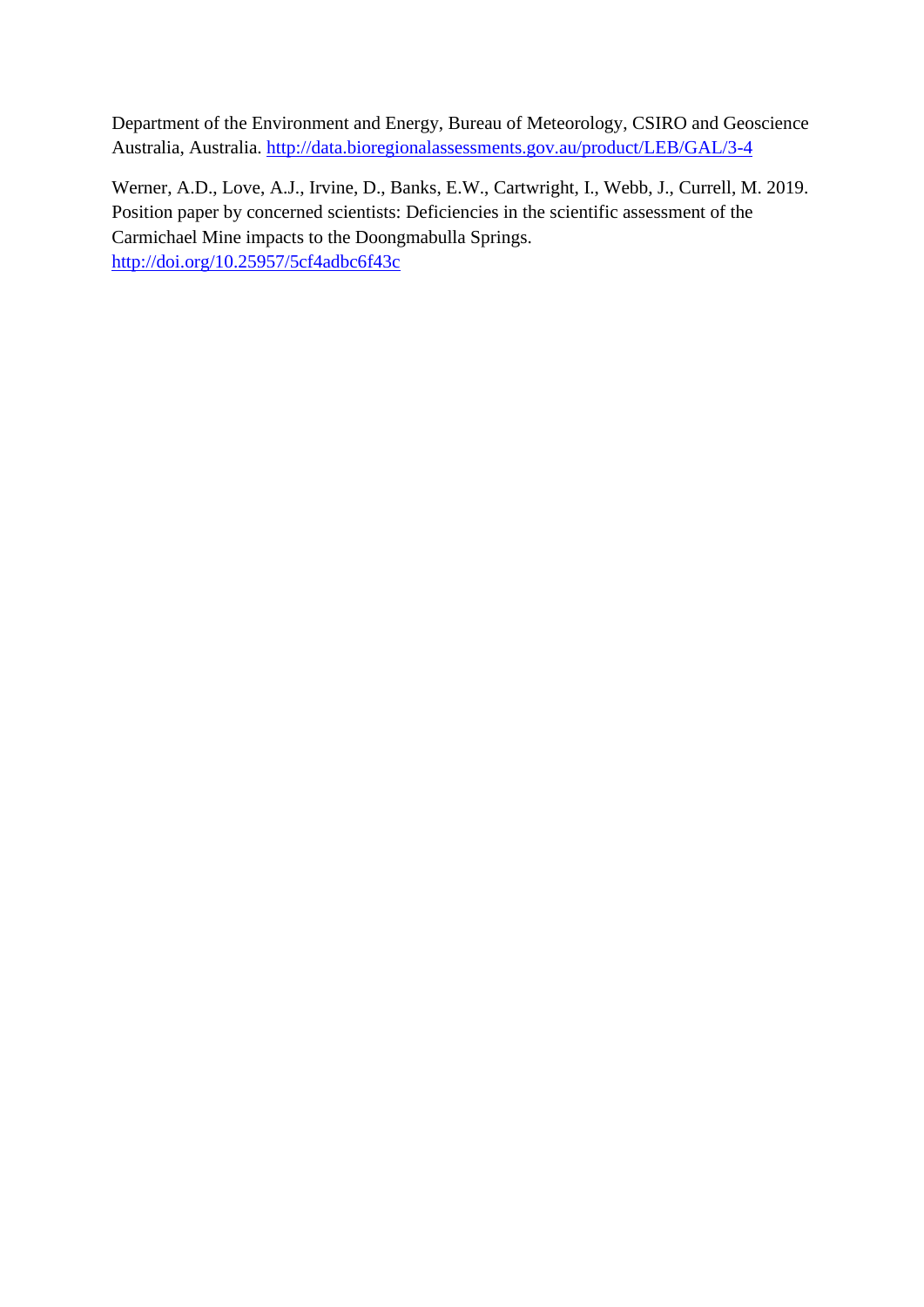Department of the Environment and Energy, Bureau of Meteorology, CSIRO and Geoscience Australia, Australia. http://data.bioregionalassessments.gov.au/product/LEB/GAL/3-4

Werner, A.D., Love, A.J., Irvine, D., Banks, E.W., Cartwright, I., Webb, J., Currell, M. 2019. Position paper by concerned scientists: Deficiencies in the scientific assessment of the Carmichael Mine impacts to the Doongmabulla Springs. http://doi.org/10.25957/5cf4adbc6f43c